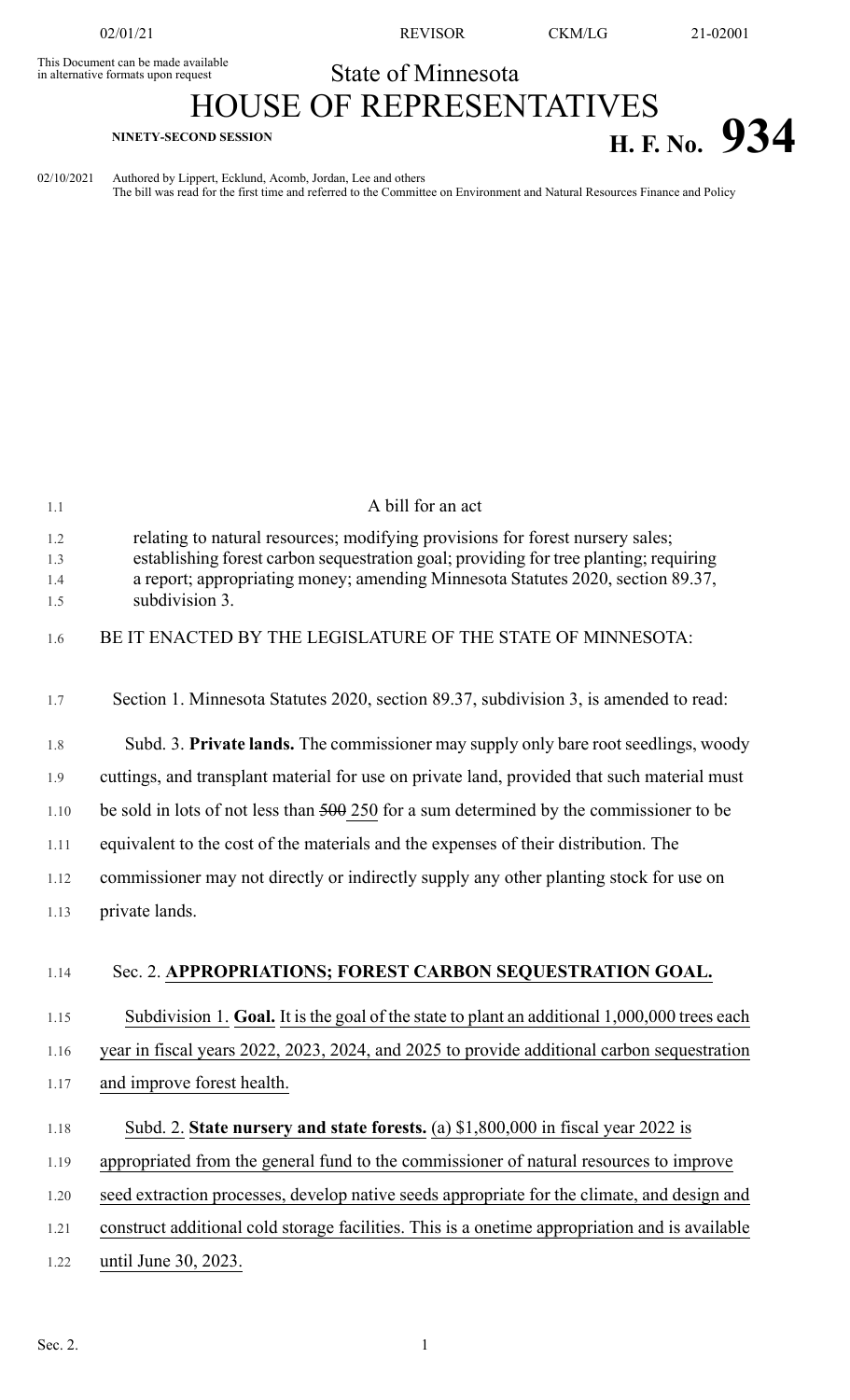This Document can be made available in alternative formats upon request

State of Minnesota

# HOUSE OF REPRESENTATIVES

**NINETY-SECOND SESSION**

# H. F. No. 934

02/10/2021 Authored by Lippert, Ecklund, Acomb, Jordan, Lee and others
The bill was read for the first time and referred to the Committee on Environment and Natural Resources Finance and Policy

A bill for an act

relating to natural resources; modifying provisions for forest nursery sales; establishing forest carbon sequestration goal; providing for tree planting; requiring a report; appropriating money; amending Minnesota Statutes 2020, section 89.37, subdivision 3.

BE IT ENACTED BY THE LEGISLATURE OF THE STATE OF MINNESOTA:

Section 1. Minnesota Statutes 2020, section 89.37, subdivision 3, is amended to read:

Subd. 3. **Private lands.** The commissioner may supply only bare root seedlings, woody cuttings, and transplant material for use on private land, provided that such material must be sold in lots of not less than ~~500~~ 250 for a sum determined by the commissioner to be equivalent to the cost of the materials and the expenses of their distribution. The commissioner may not directly or indirectly supply any other planting stock for use on private lands.

Sec. 2. **APPROPRIATIONS; FOREST CARBON SEQUESTRATION GOAL.**

Subdivision 1. **Goal.** It is the goal of the state to plant an additional 1,000,000 trees each year in fiscal years 2022, 2023, 2024, and 2025 to provide additional carbon sequestration and improve forest health.

Subd. 2. **State nursery and state forests.** (a) $1,800,000 in fiscal year 2022 is appropriated from the general fund to the commissioner of natural resources to improve seed extraction processes, develop native seeds appropriate for the climate, and design and construct additional cold storage facilities. This is a onetime appropriation and is available until June 30, 2023.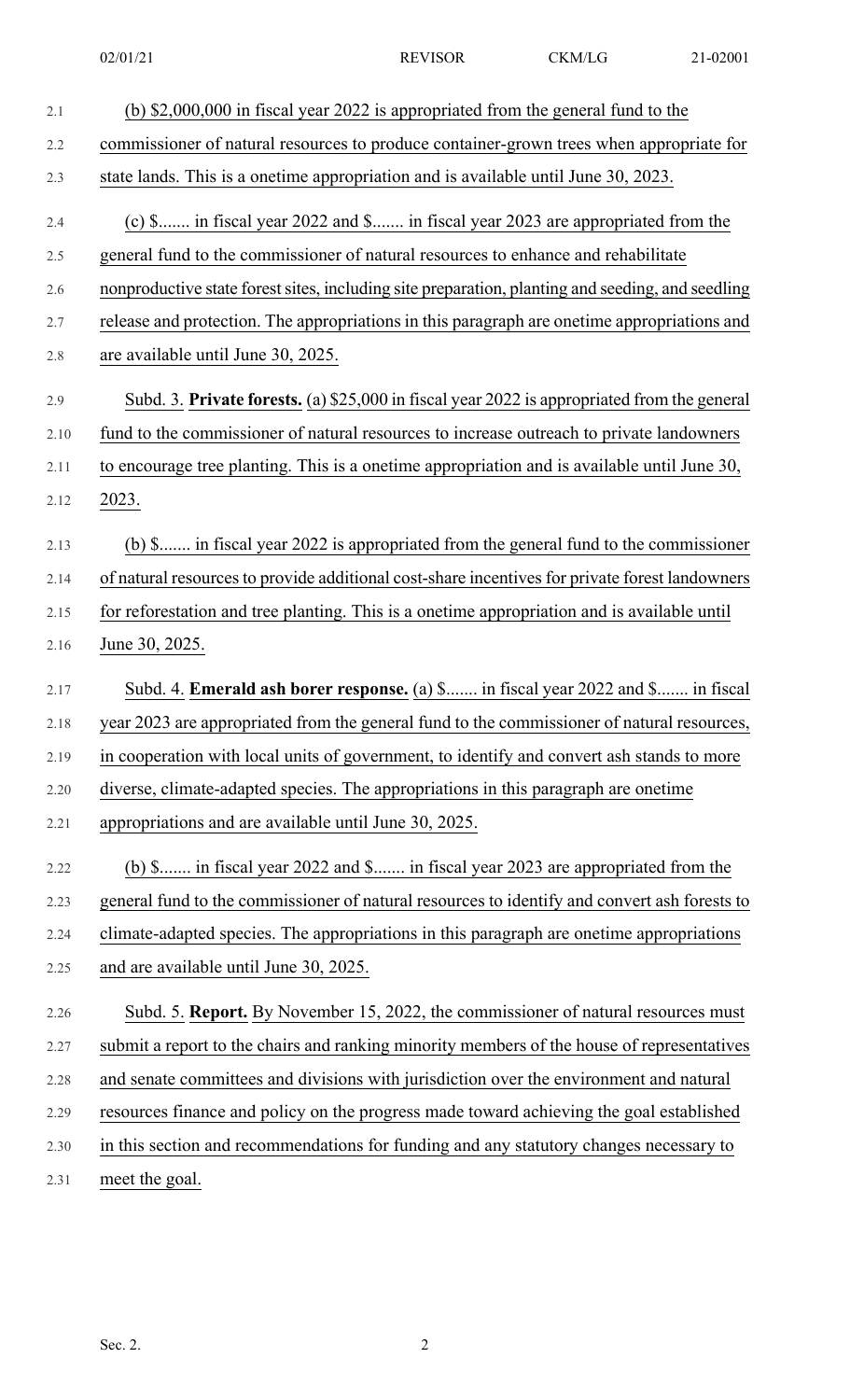(b) $2,000,000 in fiscal year 2022 is appropriated from the general fund to the commissioner of natural resources to produce container-grown trees when appropriate for state lands. This is a onetime appropriation and is available until June 30, 2023.

(c) $....... in fiscal year 2022 and $....... in fiscal year 2023 are appropriated from the general fund to the commissioner of natural resources to enhance and rehabilitate nonproductive state forest sites, including site preparation, planting and seeding, and seedling release and protection. The appropriations in this paragraph are onetime appropriations and are available until June 30, 2025.

Subd. 3. **Private forests.** (a) $25,000 in fiscal year 2022 is appropriated from the general fund to the commissioner of natural resources to increase outreach to private landowners to encourage tree planting. This is a onetime appropriation and is available until June 30, 2023.

(b) $....... in fiscal year 2022 is appropriated from the general fund to the commissioner of natural resources to provide additional cost-share incentives for private forest landowners for reforestation and tree planting. This is a onetime appropriation and is available until June 30, 2025.

Subd. 4. **Emerald ash borer response.** (a) $....... in fiscal year 2022 and $....... in fiscal year 2023 are appropriated from the general fund to the commissioner of natural resources, in cooperation with local units of government, to identify and convert ash stands to more diverse, climate-adapted species. The appropriations in this paragraph are onetime appropriations and are available until June 30, 2025.

(b) $....... in fiscal year 2022 and $....... in fiscal year 2023 are appropriated from the general fund to the commissioner of natural resources to identify and convert ash forests to climate-adapted species. The appropriations in this paragraph are onetime appropriations and are available until June 30, 2025.

Subd. 5. **Report.** By November 15, 2022, the commissioner of natural resources must submit a report to the chairs and ranking minority members of the house of representatives and senate committees and divisions with jurisdiction over the environment and natural resources finance and policy on the progress made toward achieving the goal established in this section and recommendations for funding and any statutory changes necessary to meet the goal.